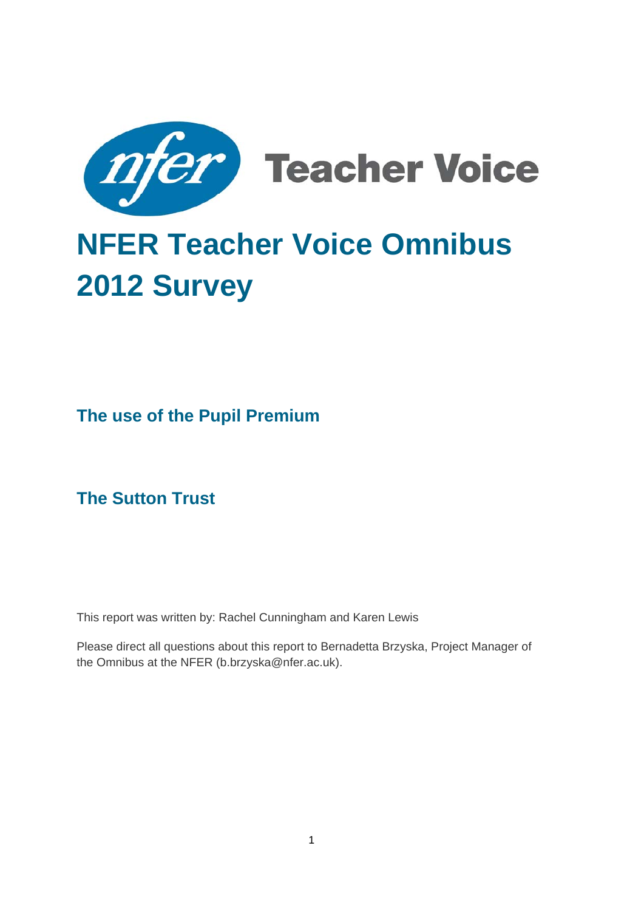nfer Teacher Voice

# NFER Teacher Voice Omnibus 2012 Survey

## The use of the Pupil Premium

## The Sutton Trust

This report was written by: Rachel Cunningham and Karen Lewis

Please direct all questions about this report to Bernadetta Brzyska, Project Manager of the Omnibus at the NFER (b.brzyska@nfer.ac.uk).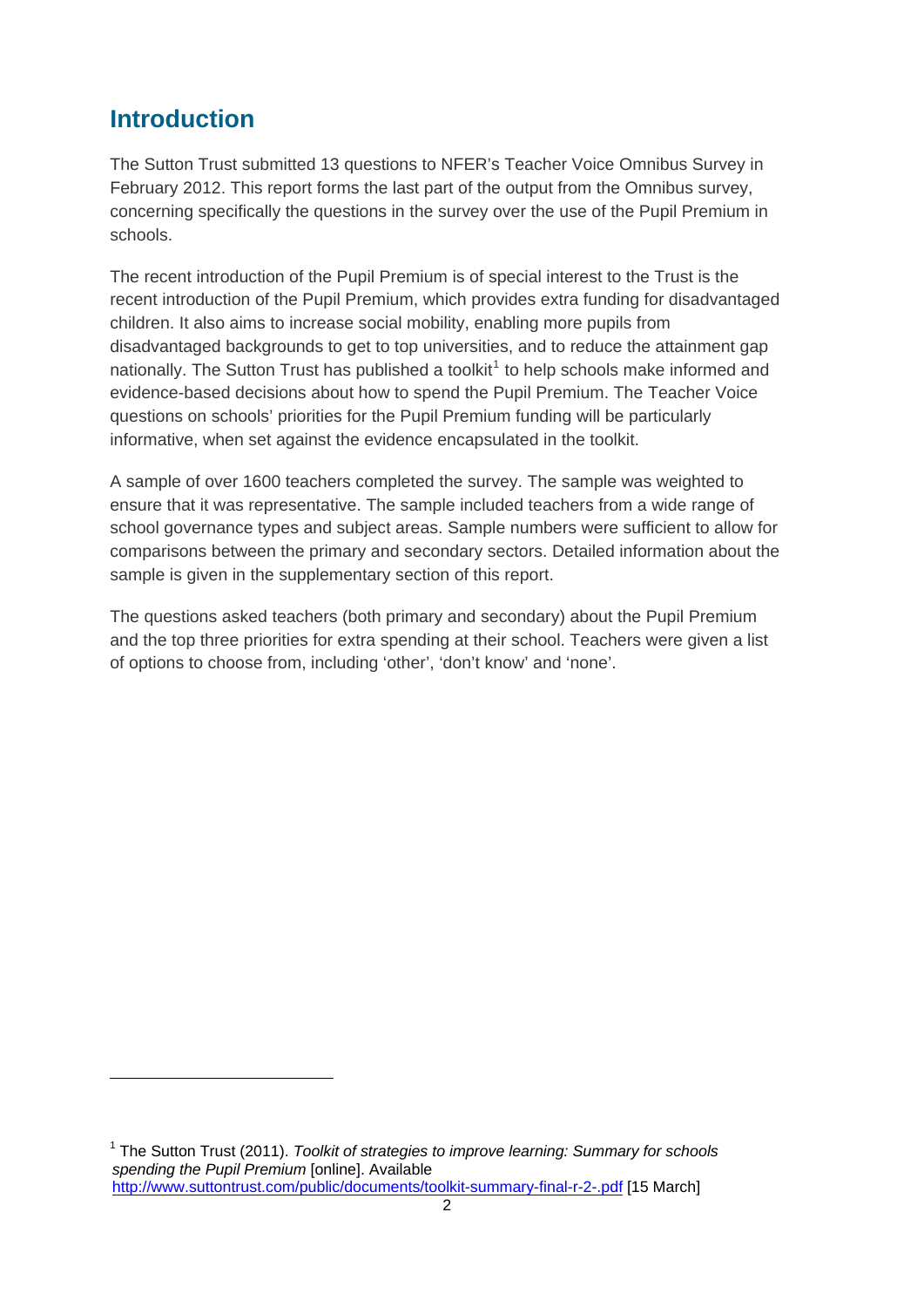# Introduction

The Sutton Trust submitted 13 questions to NFER's Teacher Voice Omnibus Survey in February 2012. This report forms the last part of the output from the Omnibus survey, concerning specifically the questions in the survey over the use of the Pupil Premium in schools.

The recent introduction of the Pupil Premium is of special interest to the Trust is the recent introduction of the Pupil Premium, which provides extra funding for disadvantaged children. It also aims to increase social mobility, enabling more pupils from disadvantaged backgrounds to get to top universities, and to reduce the attainment gap nationally. The Sutton Trust has published a toolkit[1] to help schools make informed and evidence-based decisions about how to spend the Pupil Premium. The Teacher Voice questions on schools' priorities for the Pupil Premium funding will be particularly informative, when set against the evidence encapsulated in the toolkit.

A sample of over 1600 teachers completed the survey. The sample was weighted to ensure that it was representative. The sample included teachers from a wide range of school governance types and subject areas. Sample numbers were sufficient to allow for comparisons between the primary and secondary sectors. Detailed information about the sample is given in the supplementary section of this report.

The questions asked teachers (both primary and secondary) about the Pupil Premium and the top three priorities for extra spending at their school. Teachers were given a list of options to choose from, including 'other', 'don't know' and 'none'.

---

[1] The Sutton Trust (2011). *Toolkit of strategies to improve learning: Summary for schools spending the Pupil Premium* [online]. Available http://www.suttontrust.com/public/documents/toolkit-summary-final-r-2-.pdf [15 March]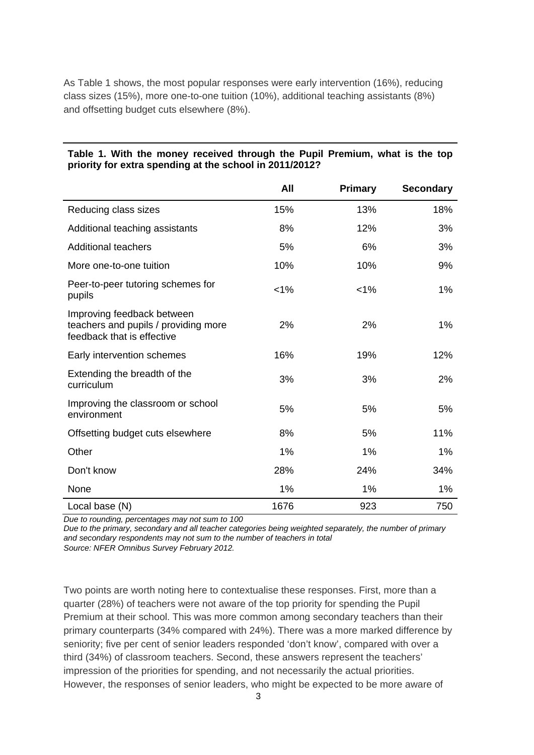As Table 1 shows, the most popular responses were early intervention (16%), reducing class sizes (15%), more one-to-one tuition (10%), additional teaching assistants (8%) and offsetting budget cuts elsewhere (8%).

**Table 1. With the money received through the Pupil Premium, what is the top priority for extra spending at the school in 2011/2012?**

| | All | Primary | Secondary |
|---|---|---|---|
| Reducing class sizes | 15% | 13% | 18% |
| Additional teaching assistants | 8% | 12% | 3% |
| Additional teachers | 5% | 6% | 3% |
| More one-to-one tuition | 10% | 10% | 9% |
| Peer-to-peer tutoring schemes for pupils | <1% | <1% | 1% |
| Improving feedback between teachers and pupils / providing more feedback that is effective | 2% | 2% | 1% |
| Early intervention schemes | 16% | 19% | 12% |
| Extending the breadth of the curriculum | 3% | 3% | 2% |
| Improving the classroom or school environment | 5% | 5% | 5% |
| Offsetting budget cuts elsewhere | 8% | 5% | 11% |
| Other | 1% | 1% | 1% |
| Don't know | 28% | 24% | 34% |
| None | 1% | 1% | 1% |
| Local base (N) | 1676 | 923 | 750 |

*Due to rounding, percentages may not sum to 100*
*Due to the primary, secondary and all teacher categories being weighted separately, the number of primary and secondary respondents may not sum to the number of teachers in total*
*Source: NFER Omnibus Survey February 2012.*

Two points are worth noting here to contextualise these responses. First, more than a quarter (28%) of teachers were not aware of the top priority for spending the Pupil Premium at their school. This was more common among secondary teachers than their primary counterparts (34% compared with 24%). There was a more marked difference by seniority; five per cent of senior leaders responded 'don't know', compared with over a third (34%) of classroom teachers. Second, these answers represent the teachers' impression of the priorities for spending, and not necessarily the actual priorities. However, the responses of senior leaders, who might be expected to be more aware of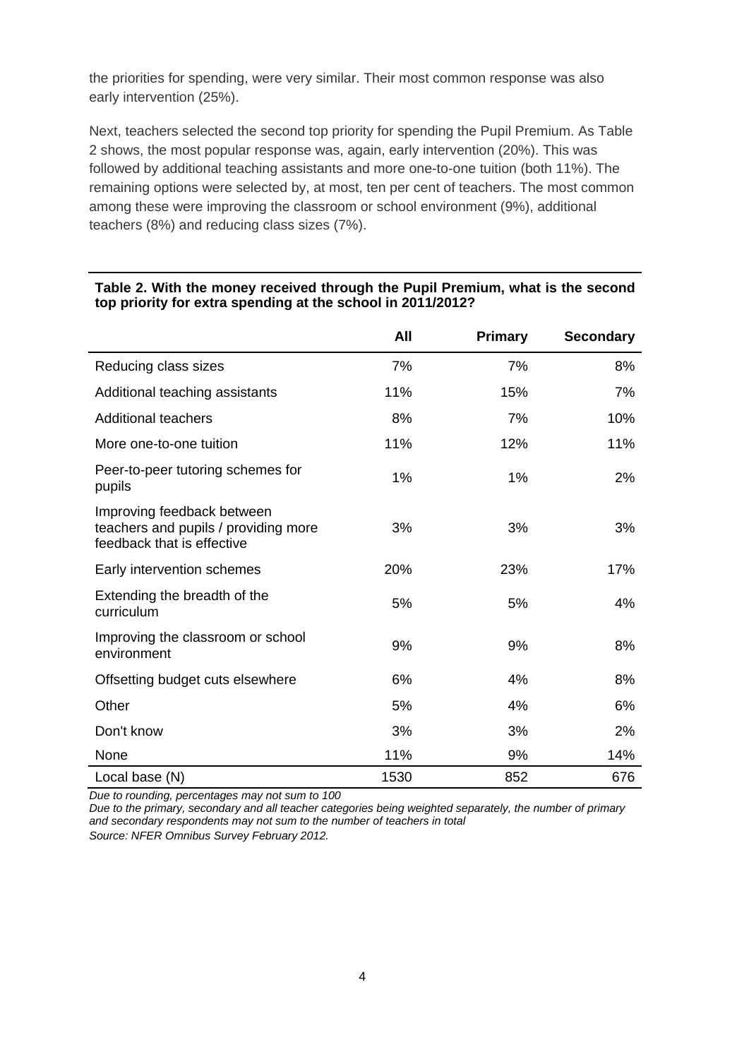the priorities for spending, were very similar. Their most common response was also early intervention (25%).

Next, teachers selected the second top priority for spending the Pupil Premium. As Table 2 shows, the most popular response was, again, early intervention (20%). This was followed by additional teaching assistants and more one-to-one tuition (both 11%). The remaining options were selected by, at most, ten per cent of teachers. The most common among these were improving the classroom or school environment (9%), additional teachers (8%) and reducing class sizes (7%).

**Table 2. With the money received through the Pupil Premium, what is the second top priority for extra spending at the school in 2011/2012?**

| | All | Primary | Secondary |
|---|---|---|---|
| Reducing class sizes | 7% | 7% | 8% |
| Additional teaching assistants | 11% | 15% | 7% |
| Additional teachers | 8% | 7% | 10% |
| More one-to-one tuition | 11% | 12% | 11% |
| Peer-to-peer tutoring schemes for pupils | 1% | 1% | 2% |
| Improving feedback between teachers and pupils / providing more feedback that is effective | 3% | 3% | 3% |
| Early intervention schemes | 20% | 23% | 17% |
| Extending the breadth of the curriculum | 5% | 5% | 4% |
| Improving the classroom or school environment | 9% | 9% | 8% |
| Offsetting budget cuts elsewhere | 6% | 4% | 8% |
| Other | 5% | 4% | 6% |
| Don't know | 3% | 3% | 2% |
| None | 11% | 9% | 14% |
| Local base (N) | 1530 | 852 | 676 |

*Due to rounding, percentages may not sum to 100*

*Due to the primary, secondary and all teacher categories being weighted separately, the number of primary and secondary respondents may not sum to the number of teachers in total*

*Source: NFER Omnibus Survey February 2012.*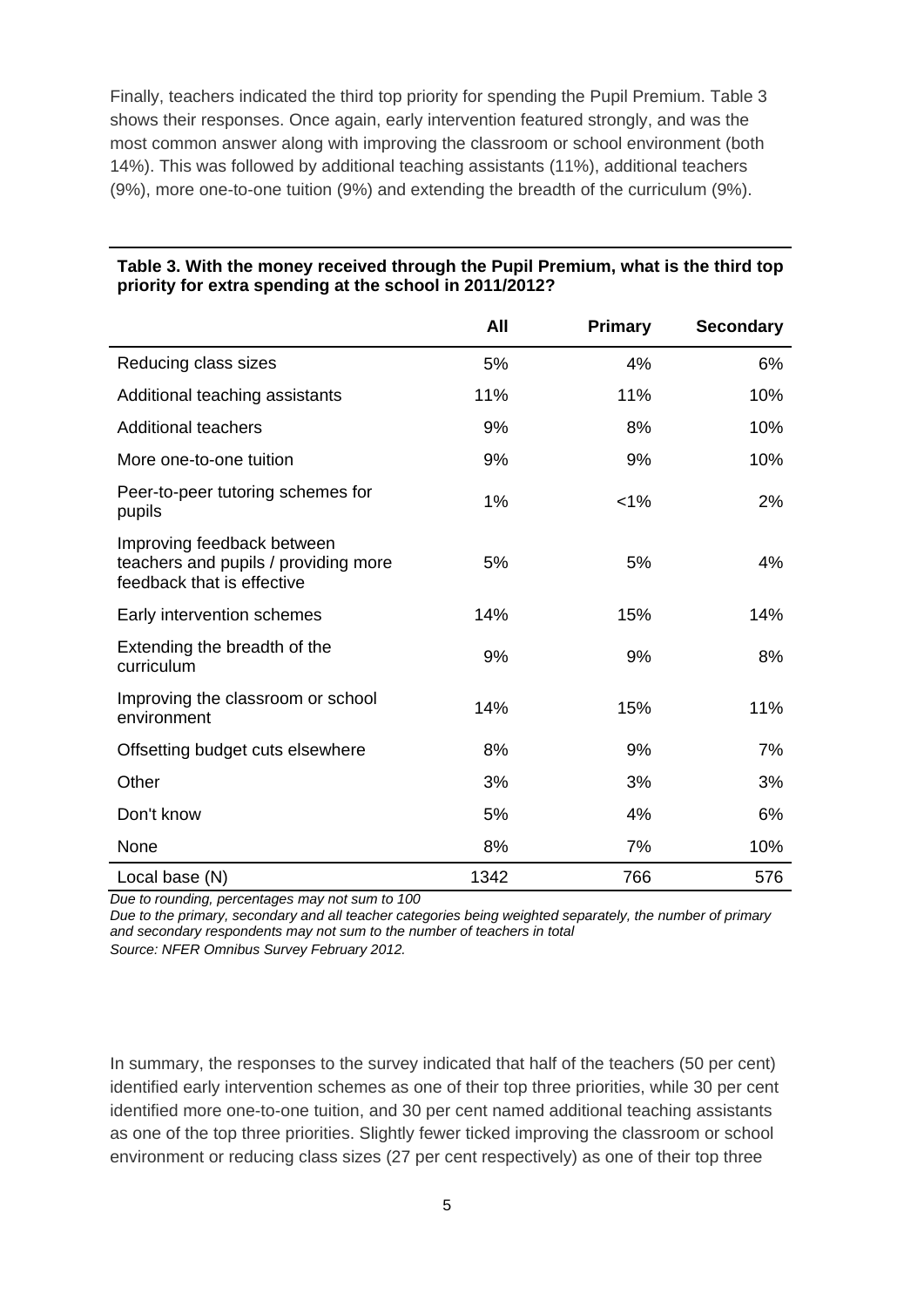Finally, teachers indicated the third top priority for spending the Pupil Premium. Table 3 shows their responses. Once again, early intervention featured strongly, and was the most common answer along with improving the classroom or school environment (both 14%). This was followed by additional teaching assistants (11%), additional teachers (9%), more one-to-one tuition (9%) and extending the breadth of the curriculum (9%).

**Table 3. With the money received through the Pupil Premium, what is the third top priority for extra spending at the school in 2011/2012?**

| | All | Primary | Secondary |
|---|---|---|---|
| Reducing class sizes | 5% | 4% | 6% |
| Additional teaching assistants | 11% | 11% | 10% |
| Additional teachers | 9% | 8% | 10% |
| More one-to-one tuition | 9% | 9% | 10% |
| Peer-to-peer tutoring schemes for pupils | 1% | <1% | 2% |
| Improving feedback between teachers and pupils / providing more feedback that is effective | 5% | 5% | 4% |
| Early intervention schemes | 14% | 15% | 14% |
| Extending the breadth of the curriculum | 9% | 9% | 8% |
| Improving the classroom or school environment | 14% | 15% | 11% |
| Offsetting budget cuts elsewhere | 8% | 9% | 7% |
| Other | 3% | 3% | 3% |
| Don't know | 5% | 4% | 6% |
| None | 8% | 7% | 10% |
| Local base (N) | 1342 | 766 | 576 |

*Due to rounding, percentages may not sum to 100*

*Due to the primary, secondary and all teacher categories being weighted separately, the number of primary and secondary respondents may not sum to the number of teachers in total*

*Source: NFER Omnibus Survey February 2012.*

In summary, the responses to the survey indicated that half of the teachers (50 per cent) identified early intervention schemes as one of their top three priorities, while 30 per cent identified more one-to-one tuition, and 30 per cent named additional teaching assistants as one of the top three priorities. Slightly fewer ticked improving the classroom or school environment or reducing class sizes (27 per cent respectively) as one of their top three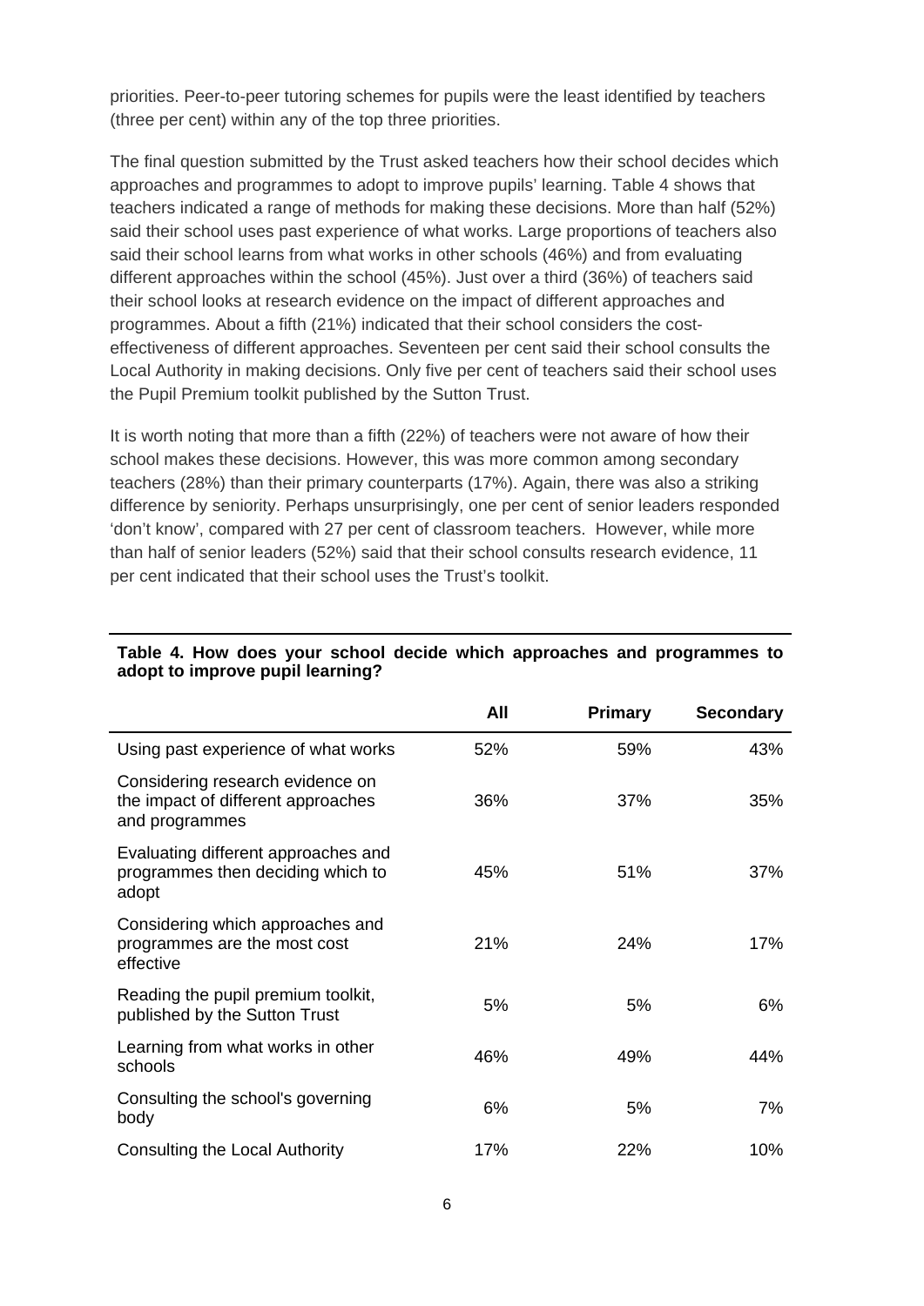priorities. Peer-to-peer tutoring schemes for pupils were the least identified by teachers (three per cent) within any of the top three priorities.

The final question submitted by the Trust asked teachers how their school decides which approaches and programmes to adopt to improve pupils' learning. Table 4 shows that teachers indicated a range of methods for making these decisions. More than half (52%) said their school uses past experience of what works. Large proportions of teachers also said their school learns from what works in other schools (46%) and from evaluating different approaches within the school (45%). Just over a third (36%) of teachers said their school looks at research evidence on the impact of different approaches and programmes. About a fifth (21%) indicated that their school considers the cost-effectiveness of different approaches. Seventeen per cent said their school consults the Local Authority in making decisions. Only five per cent of teachers said their school uses the Pupil Premium toolkit published by the Sutton Trust.

It is worth noting that more than a fifth (22%) of teachers were not aware of how their school makes these decisions. However, this was more common among secondary teachers (28%) than their primary counterparts (17%). Again, there was also a striking difference by seniority. Perhaps unsurprisingly, one per cent of senior leaders responded 'don't know', compared with 27 per cent of classroom teachers. However, while more than half of senior leaders (52%) said that their school consults research evidence, 11 per cent indicated that their school uses the Trust's toolkit.

**Table 4. How does your school decide which approaches and programmes to adopt to improve pupil learning?**

| | All | Primary | Secondary |
|---|---|---|---|
| Using past experience of what works | 52% | 59% | 43% |
| Considering research evidence on the impact of different approaches and programmes | 36% | 37% | 35% |
| Evaluating different approaches and programmes then deciding which to adopt | 45% | 51% | 37% |
| Considering which approaches and programmes are the most cost effective | 21% | 24% | 17% |
| Reading the pupil premium toolkit, published by the Sutton Trust | 5% | 5% | 6% |
| Learning from what works in other schools | 46% | 49% | 44% |
| Consulting the school's governing body | 6% | 5% | 7% |
| Consulting the Local Authority | 17% | 22% | 10% |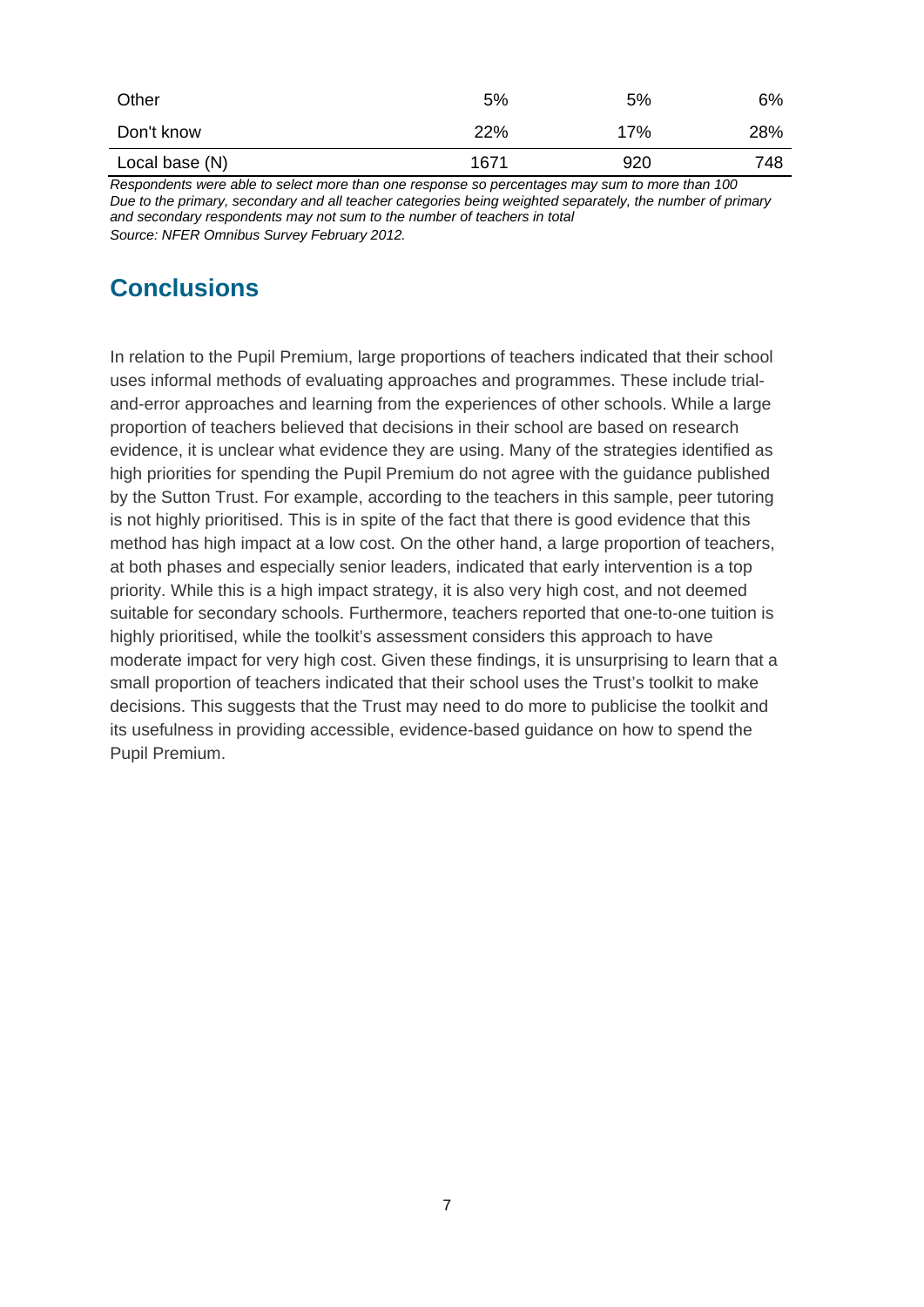| | | | |
|---|---|---|---|
| Other | 5% | 5% | 6% |
| Don't know | 22% | 17% | 28% |
| Local base (N) | 1671 | 920 | 748 |

*Respondents were able to select more than one response so percentages may sum to more than 100*
*Due to the primary, secondary and all teacher categories being weighted separately, the number of primary and secondary respondents may not sum to the number of teachers in total*
*Source: NFER Omnibus Survey February 2012.*

## Conclusions

In relation to the Pupil Premium, large proportions of teachers indicated that their school uses informal methods of evaluating approaches and programmes. These include trial-and-error approaches and learning from the experiences of other schools. While a large proportion of teachers believed that decisions in their school are based on research evidence, it is unclear what evidence they are using. Many of the strategies identified as high priorities for spending the Pupil Premium do not agree with the guidance published by the Sutton Trust. For example, according to the teachers in this sample, peer tutoring is not highly prioritised. This is in spite of the fact that there is good evidence that this method has high impact at a low cost. On the other hand, a large proportion of teachers, at both phases and especially senior leaders, indicated that early intervention is a top priority. While this is a high impact strategy, it is also very high cost, and not deemed suitable for secondary schools. Furthermore, teachers reported that one-to-one tuition is highly prioritised, while the toolkit's assessment considers this approach to have moderate impact for very high cost. Given these findings, it is unsurprising to learn that a small proportion of teachers indicated that their school uses the Trust's toolkit to make decisions. This suggests that the Trust may need to do more to publicise the toolkit and its usefulness in providing accessible, evidence-based guidance on how to spend the Pupil Premium.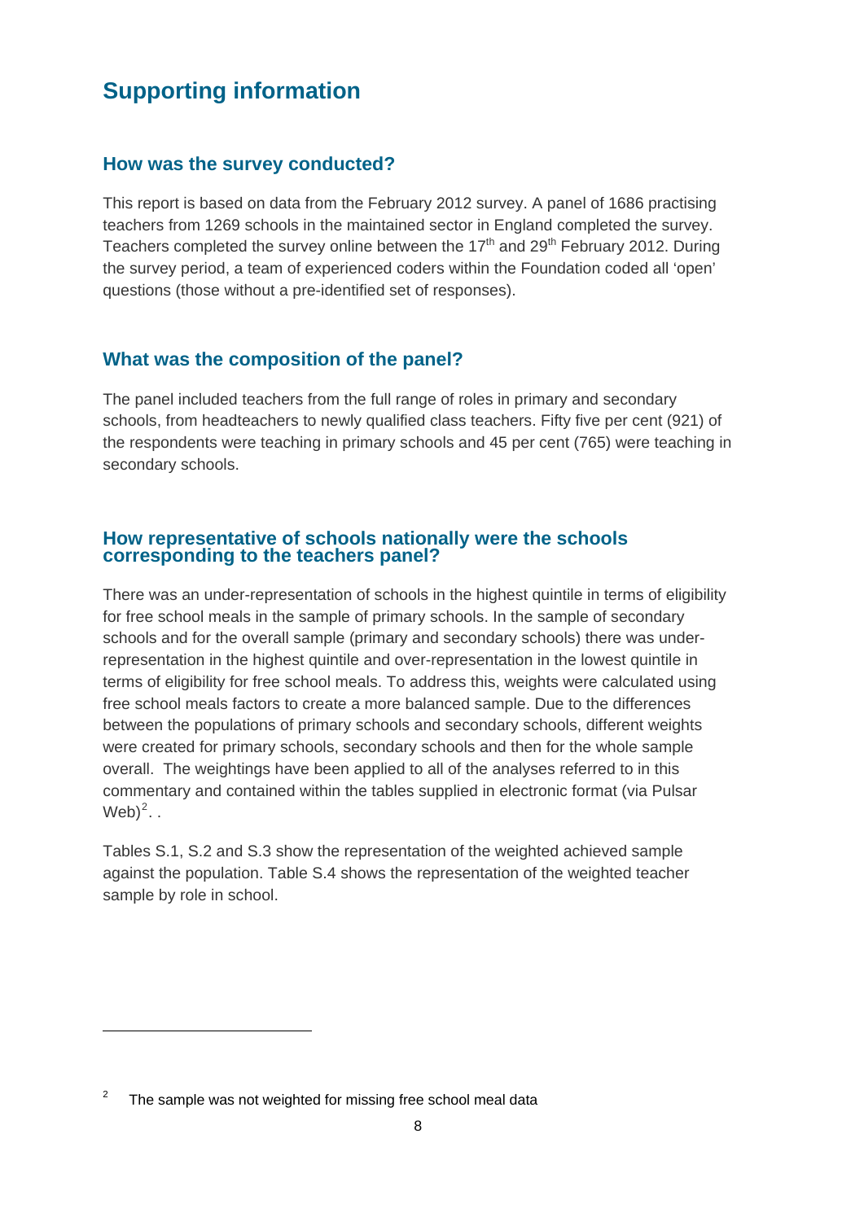# Supporting information

## How was the survey conducted?

This report is based on data from the February 2012 survey. A panel of 1686 practising teachers from 1269 schools in the maintained sector in England completed the survey. Teachers completed the survey online between the 17th and 29th February 2012. During the survey period, a team of experienced coders within the Foundation coded all 'open' questions (those without a pre-identified set of responses).

## What was the composition of the panel?

The panel included teachers from the full range of roles in primary and secondary schools, from headteachers to newly qualified class teachers. Fifty five per cent (921) of the respondents were teaching in primary schools and 45 per cent (765) were teaching in secondary schools.

## How representative of schools nationally were the schools corresponding to the teachers panel?

There was an under-representation of schools in the highest quintile in terms of eligibility for free school meals in the sample of primary schools. In the sample of secondary schools and for the overall sample (primary and secondary schools) there was under-representation in the highest quintile and over-representation in the lowest quintile in terms of eligibility for free school meals. To address this, weights were calculated using free school meals factors to create a more balanced sample. Due to the differences between the populations of primary schools and secondary schools, different weights were created for primary schools, secondary schools and then for the whole sample overall. The weightings have been applied to all of the analyses referred to in this commentary and contained within the tables supplied in electronic format (via Pulsar Web)[2]. .

Tables S.1, S.2 and S.3 show the representation of the weighted achieved sample against the population. Table S.4 shows the representation of the weighted teacher sample by role in school.

---

[2] The sample was not weighted for missing free school meal data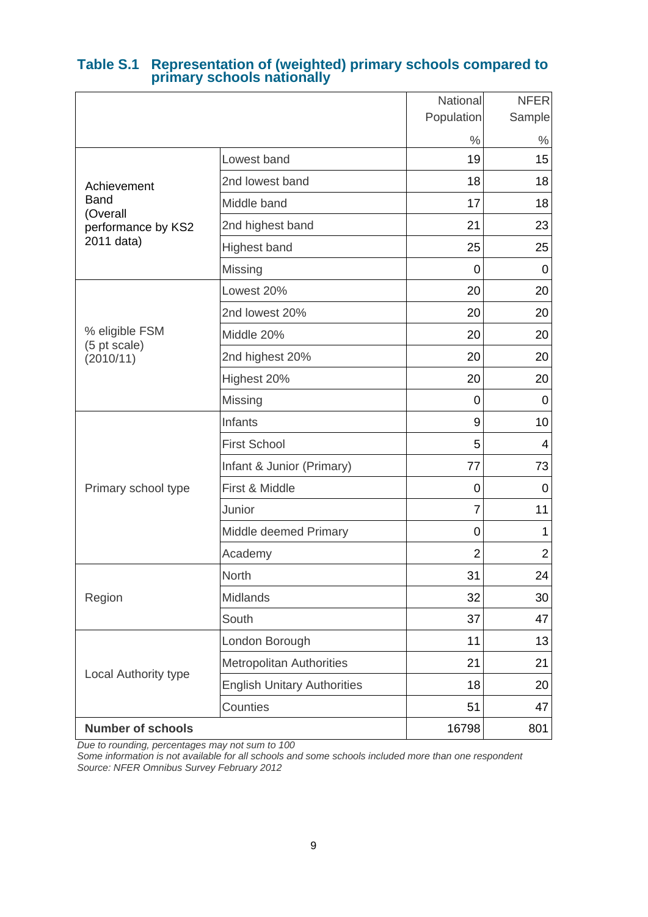### Table S.1 Representation of (weighted) primary schools compared to primary schools nationally

| | | National Population % | NFER Sample % |
|---|---|---|---|
| Achievement Band (Overall performance by KS2 2011 data) | Lowest band | 19 | 15 |
| | 2nd lowest band | 18 | 18 |
| | Middle band | 17 | 18 |
| | 2nd highest band | 21 | 23 |
| | Highest band | 25 | 25 |
| | Missing | 0 | 0 |
| % eligible FSM (5 pt scale) (2010/11) | Lowest 20% | 20 | 20 |
| | 2nd lowest 20% | 20 | 20 |
| | Middle 20% | 20 | 20 |
| | 2nd highest 20% | 20 | 20 |
| | Highest 20% | 20 | 20 |
| | Missing | 0 | 0 |
| Primary school type | Infants | 9 | 10 |
| | First School | 5 | 4 |
| | Infant & Junior (Primary) | 77 | 73 |
| | First & Middle | 0 | 0 |
| | Junior | 7 | 11 |
| | Middle deemed Primary | 0 | 1 |
| | Academy | 2 | 2 |
| Region | North | 31 | 24 |
| | Midlands | 32 | 30 |
| | South | 37 | 47 |
| Local Authority type | London Borough | 11 | 13 |
| | Metropolitan Authorities | 21 | 21 |
| | English Unitary Authorities | 18 | 20 |
| | Counties | 51 | 47 |
| **Number of schools** | | 16798 | 801 |

*Due to rounding, percentages may not sum to 100*
*Some information is not available for all schools and some schools included more than one respondent*
*Source: NFER Omnibus Survey February 2012*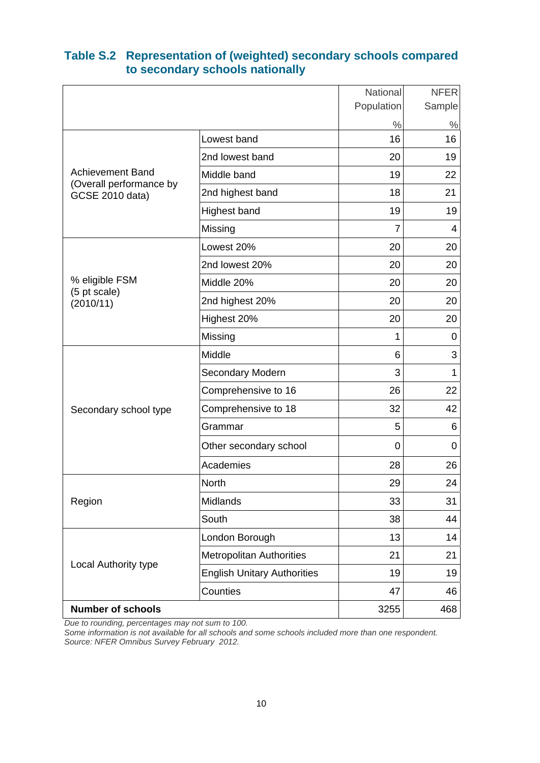### Table S.2 Representation of (weighted) secondary schools compared to secondary schools nationally

| | | National Population % | NFER Sample % |
|---|---|---|---|
| Achievement Band (Overall performance by GCSE 2010 data) | Lowest band | 16 | 16 |
| | 2nd lowest band | 20 | 19 |
| | Middle band | 19 | 22 |
| | 2nd highest band | 18 | 21 |
| | Highest band | 19 | 19 |
| | Missing | 7 | 4 |
| % eligible FSM (5 pt scale) (2010/11) | Lowest 20% | 20 | 20 |
| | 2nd lowest 20% | 20 | 20 |
| | Middle 20% | 20 | 20 |
| | 2nd highest 20% | 20 | 20 |
| | Highest 20% | 20 | 20 |
| | Missing | 1 | 0 |
| Secondary school type | Middle | 6 | 3 |
| | Secondary Modern | 3 | 1 |
| | Comprehensive to 16 | 26 | 22 |
| | Comprehensive to 18 | 32 | 42 |
| | Grammar | 5 | 6 |
| | Other secondary school | 0 | 0 |
| | Academies | 28 | 26 |
| Region | North | 29 | 24 |
| | Midlands | 33 | 31 |
| | South | 38 | 44 |
| Local Authority type | London Borough | 13 | 14 |
| | Metropolitan Authorities | 21 | 21 |
| | English Unitary Authorities | 19 | 19 |
| | Counties | 47 | 46 |
| **Number of schools** | | 3255 | 468 |

*Due to rounding, percentages may not sum to 100.*
*Some information is not available for all schools and some schools included more than one respondent.*
*Source: NFER Omnibus Survey February 2012.*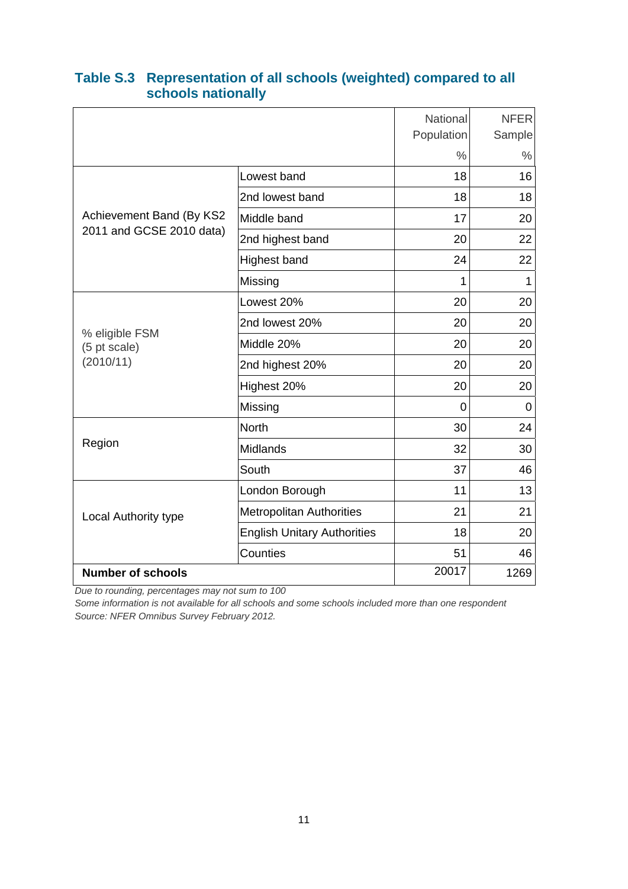### Table S.3 Representation of all schools (weighted) compared to all schools nationally

| | | National Population % | NFER Sample % |
|---|---|---|---|
| Achievement Band (By KS2 2011 and GCSE 2010 data) | Lowest band | 18 | 16 |
| | 2nd lowest band | 18 | 18 |
| | Middle band | 17 | 20 |
| | 2nd highest band | 20 | 22 |
| | Highest band | 24 | 22 |
| | Missing | 1 | 1 |
| % eligible FSM (5 pt scale) (2010/11) | Lowest 20% | 20 | 20 |
| | 2nd lowest 20% | 20 | 20 |
| | Middle 20% | 20 | 20 |
| | 2nd highest 20% | 20 | 20 |
| | Highest 20% | 20 | 20 |
| | Missing | 0 | 0 |
| Region | North | 30 | 24 |
| | Midlands | 32 | 30 |
| | South | 37 | 46 |
| Local Authority type | London Borough | 11 | 13 |
| | Metropolitan Authorities | 21 | 21 |
| | English Unitary Authorities | 18 | 20 |
| | Counties | 51 | 46 |
| **Number of schools** | | 20017 | 1269 |

*Due to rounding, percentages may not sum to 100*
*Some information is not available for all schools and some schools included more than one respondent*
*Source: NFER Omnibus Survey February 2012.*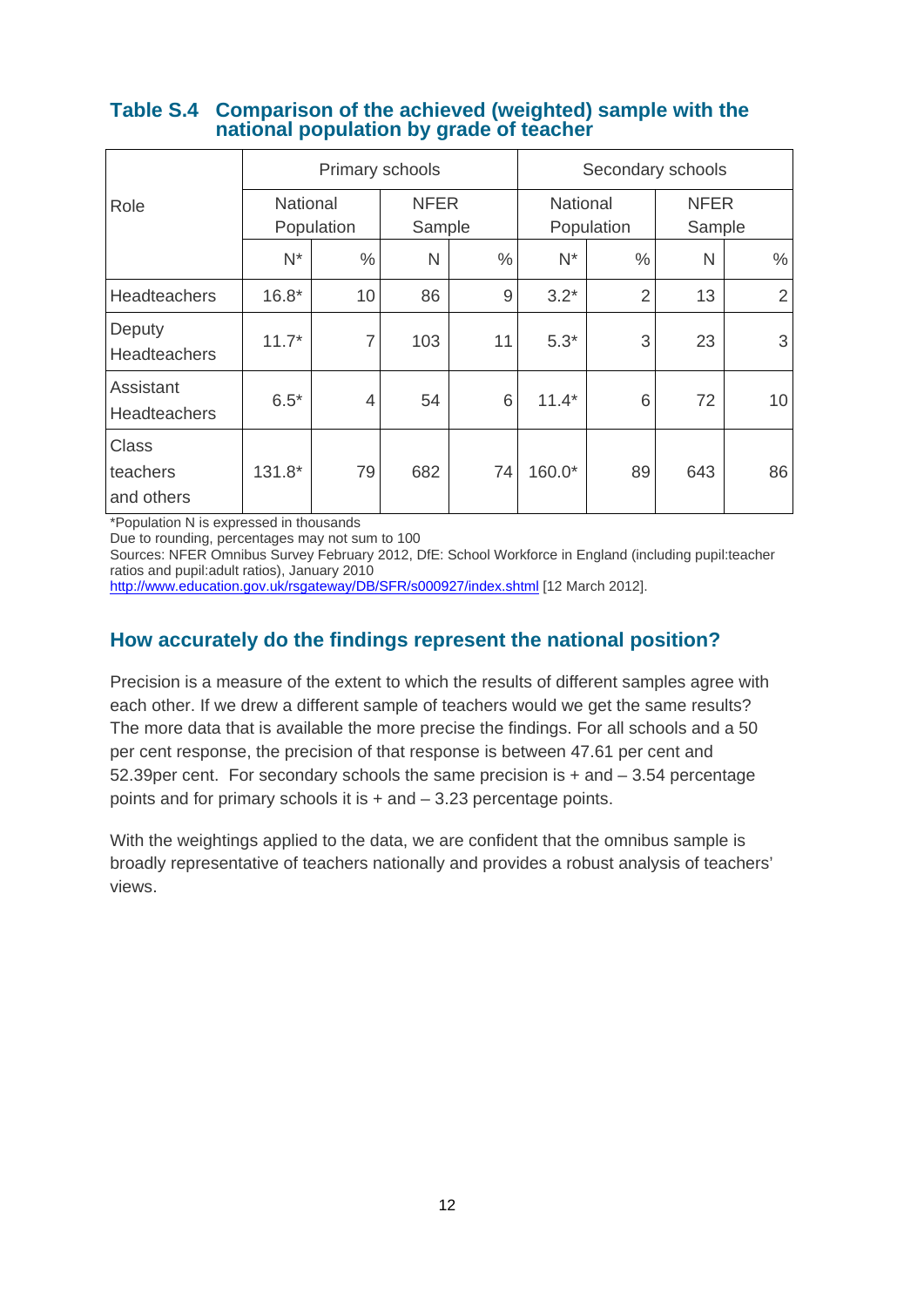### Table S.4 Comparison of the achieved (weighted) sample with the national population by grade of teacher

| Role | Primary schools | | | | Secondary schools | | | |
|---|---|---|---|---|---|---|---|---|
| | National Population | | NFER Sample | | National Population | | NFER Sample | |
| | N* | % | N | % | N* | % | N | % |
| Headteachers | 16.8* | 10 | 86 | 9 | 3.2* | 2 | 13 | 2 |
| Deputy Headteachers | 11.7* | 7 | 103 | 11 | 5.3* | 3 | 23 | 3 |
| Assistant Headteachers | 6.5* | 4 | 54 | 6 | 11.4* | 6 | 72 | 10 |
| Class teachers and others | 131.8* | 79 | 682 | 74 | 160.0* | 89 | 643 | 86 |

*Population N is expressed in thousands

Due to rounding, percentages may not sum to 100

Sources: NFER Omnibus Survey February 2012, DfE: School Workforce in England (including pupil:teacher ratios and pupil:adult ratios), January 2010 http://www.education.gov.uk/rsgateway/DB/SFR/s000927/index.shtml [12 March 2012].

## How accurately do the findings represent the national position?

Precision is a measure of the extent to which the results of different samples agree with each other. If we drew a different sample of teachers would we get the same results? The more data that is available the more precise the findings. For all schools and a 50 per cent response, the precision of that response is between 47.61 per cent and 52.39per cent. For secondary schools the same precision is + and – 3.54 percentage points and for primary schools it is + and – 3.23 percentage points.

With the weightings applied to the data, we are confident that the omnibus sample is broadly representative of teachers nationally and provides a robust analysis of teachers' views.